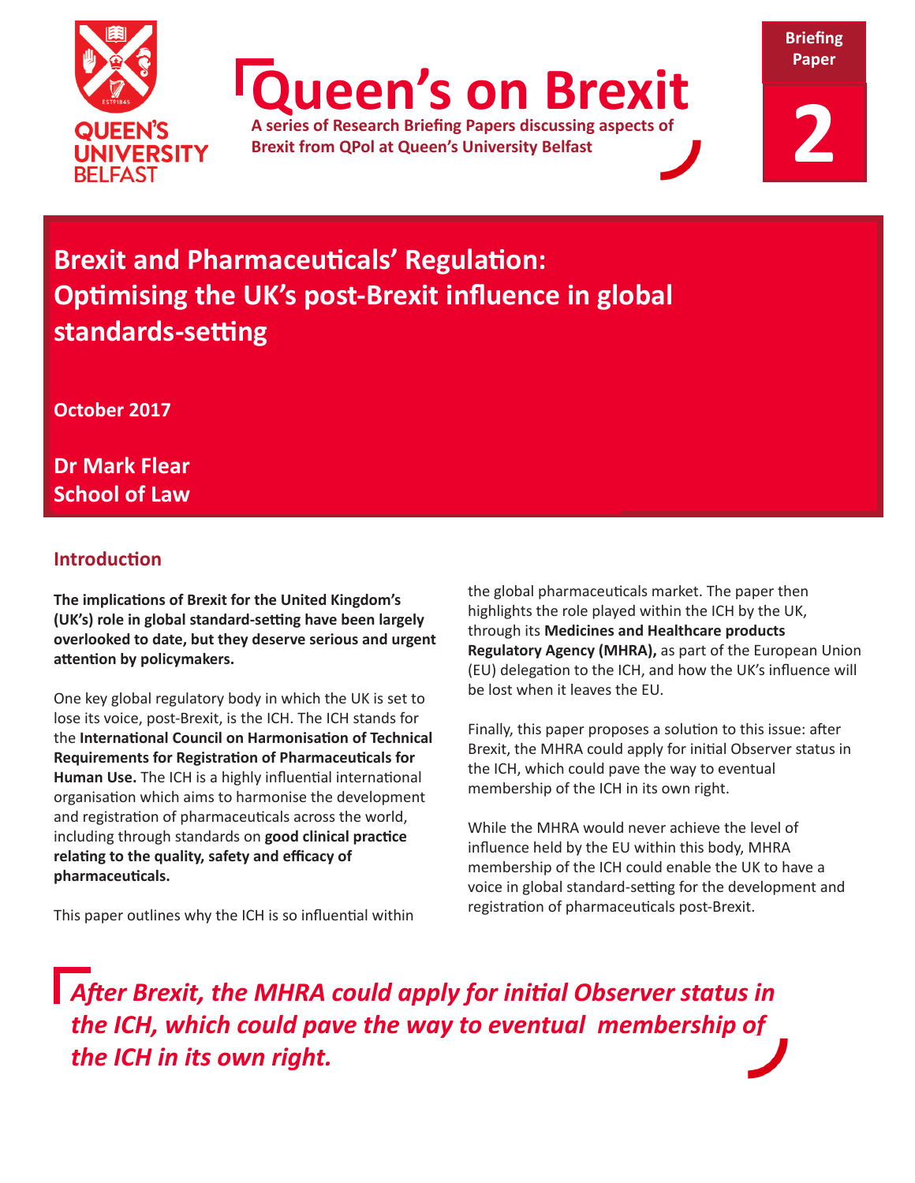Queen's University Belfast

# Queen's on Brexit

**A series of Research Briefing Papers discussing aspects of Brexit from QPol at Queen's University Belfast**

**Briefing Paper 2**

# Brexit and Pharmaceuticals' Regulation: Optimising the UK's post-Brexit influence in global standards-setting

**October 2017**

**Dr Mark Flear**
**School of Law**

## Introduction

**The implications of Brexit for the United Kingdom's (UK's) role in global standard-setting have been largely overlooked to date, but they deserve serious and urgent attention by policymakers.**

One key global regulatory body in which the UK is set to lose its voice, post-Brexit, is the ICH. The ICH stands for the **International Council on Harmonisation of Technical Requirements for Registration of Pharmaceuticals for Human Use.** The ICH is a highly influential international organisation which aims to harmonise the development and registration of pharmaceuticals across the world, including through standards on **good clinical practice relating to the quality, safety and efficacy of pharmaceuticals.**

This paper outlines why the ICH is so influential within the global pharmaceuticals market. The paper then highlights the role played within the ICH by the UK, through its **Medicines and Healthcare products Regulatory Agency (MHRA),** as part of the European Union (EU) delegation to the ICH, and how the UK's influence will be lost when it leaves the EU.

Finally, this paper proposes a solution to this issue: after Brexit, the MHRA could apply for initial Observer status in the ICH, which could pave the way to eventual membership of the ICH in its own right.

While the MHRA would never achieve the level of influence held by the EU within this body, MHRA membership of the ICH could enable the UK to have a voice in global standard-setting for the development and registration of pharmaceuticals post-Brexit.

> ***After Brexit, the MHRA could apply for initial Observer status in the ICH, which could pave the way to eventual membership of the ICH in its own right.***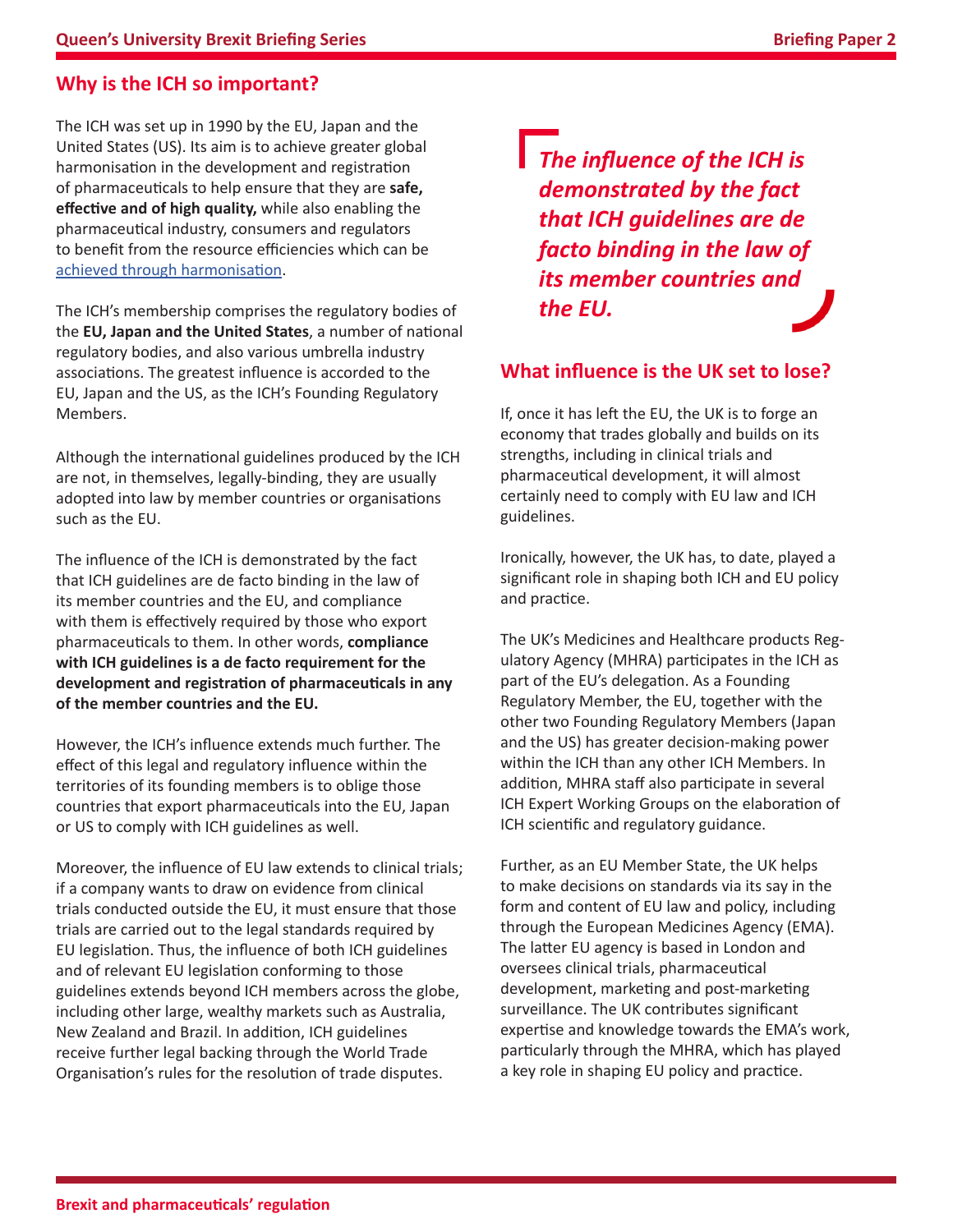## Why is the ICH so important?

The ICH was set up in 1990 by the EU, Japan and the United States (US). Its aim is to achieve greater global harmonisation in the development and registration of pharmaceuticals to help ensure that they are **safe, effective and of high quality,** while also enabling the pharmaceutical industry, consumers and regulators to benefit from the resource efficiencies which can be achieved through harmonisation.

The ICH's membership comprises the regulatory bodies of the **EU, Japan and the United States**, a number of national regulatory bodies, and also various umbrella industry associations. The greatest influence is accorded to the EU, Japan and the US, as the ICH's Founding Regulatory Members.

Although the international guidelines produced by the ICH are not, in themselves, legally-binding, they are usually adopted into law by member countries or organisations such as the EU.

The influence of the ICH is demonstrated by the fact that ICH guidelines are de facto binding in the law of its member countries and the EU, and compliance with them is effectively required by those who export pharmaceuticals to them. In other words, **compliance with ICH guidelines is a de facto requirement for the development and registration of pharmaceuticals in any of the member countries and the EU.**

However, the ICH's influence extends much further. The effect of this legal and regulatory influence within the territories of its founding members is to oblige those countries that export pharmaceuticals into the EU, Japan or US to comply with ICH guidelines as well.

Moreover, the influence of EU law extends to clinical trials; if a company wants to draw on evidence from clinical trials conducted outside the EU, it must ensure that those trials are carried out to the legal standards required by EU legislation. Thus, the influence of both ICH guidelines and of relevant EU legislation conforming to those guidelines extends beyond ICH members across the globe, including other large, wealthy markets such as Australia, New Zealand and Brazil. In addition, ICH guidelines receive further legal backing through the World Trade Organisation's rules for the resolution of trade disputes.

> *The influence of the ICH is demonstrated by the fact that ICH guidelines are de facto binding in the law of its member countries and the EU.*

## What influence is the UK set to lose?

If, once it has left the EU, the UK is to forge an economy that trades globally and builds on its strengths, including in clinical trials and pharmaceutical development, it will almost certainly need to comply with EU law and ICH guidelines.

Ironically, however, the UK has, to date, played a significant role in shaping both ICH and EU policy and practice.

The UK's Medicines and Healthcare products Regulatory Agency (MHRA) participates in the ICH as part of the EU's delegation. As a Founding Regulatory Member, the EU, together with the other two Founding Regulatory Members (Japan and the US) has greater decision-making power within the ICH than any other ICH Members. In addition, MHRA staff also participate in several ICH Expert Working Groups on the elaboration of ICH scientific and regulatory guidance.

Further, as an EU Member State, the UK helps to make decisions on standards via its say in the form and content of EU law and policy, including through the European Medicines Agency (EMA). The latter EU agency is based in London and oversees clinical trials, pharmaceutical development, marketing and post-marketing surveillance. The UK contributes significant expertise and knowledge towards the EMA's work, particularly through the MHRA, which has played a key role in shaping EU policy and practice.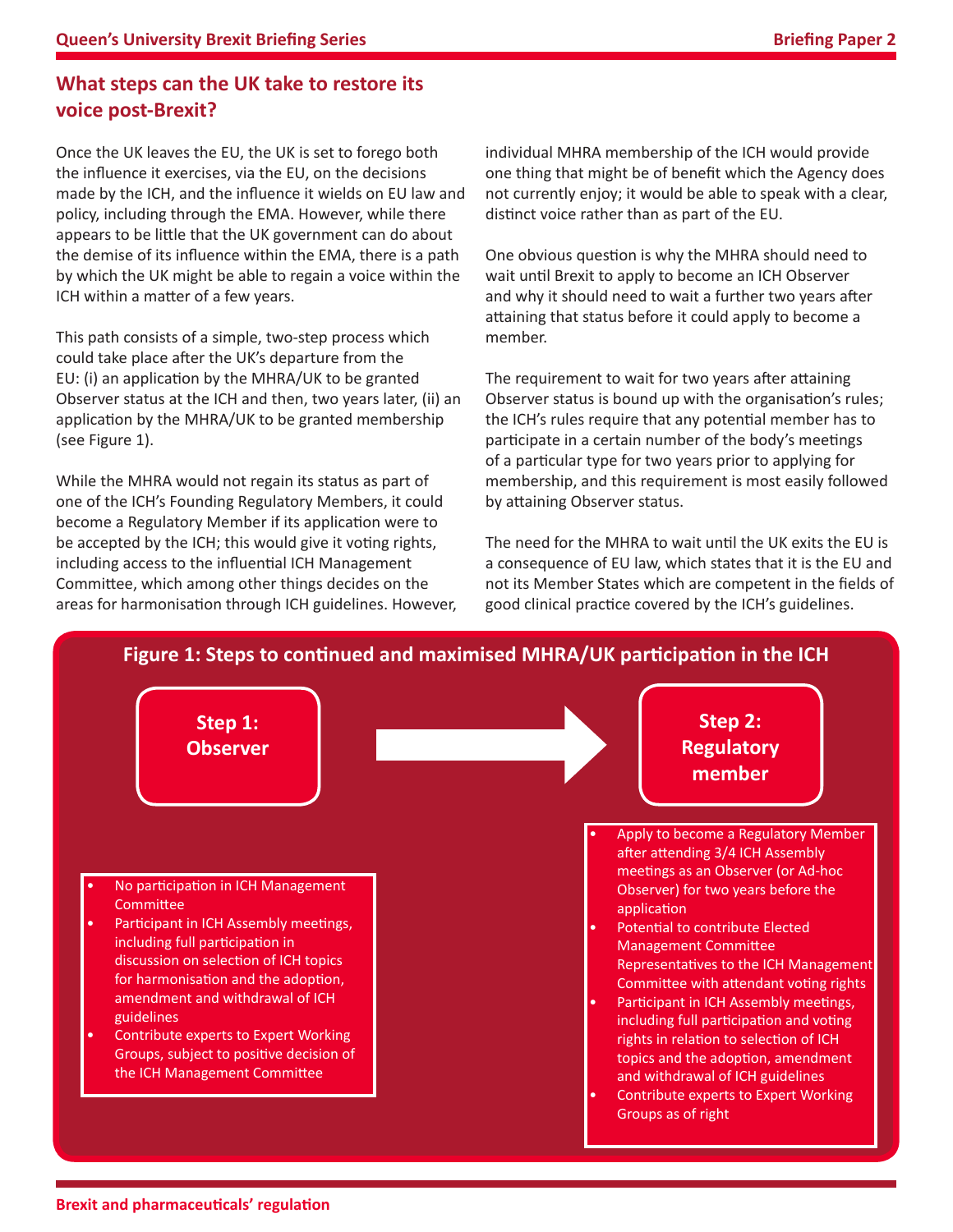## What steps can the UK take to restore its voice post-Brexit?

Once the UK leaves the EU, the UK is set to forego both the influence it exercises, via the EU, on the decisions made by the ICH, and the influence it wields on EU law and policy, including through the EMA. However, while there appears to be little that the UK government can do about the demise of its influence within the EMA, there is a path by which the UK might be able to regain a voice within the ICH within a matter of a few years.

This path consists of a simple, two-step process which could take place after the UK's departure from the EU: (i) an application by the MHRA/UK to be granted Observer status at the ICH and then, two years later, (ii) an application by the MHRA/UK to be granted membership (see Figure 1).

While the MHRA would not regain its status as part of one of the ICH's Founding Regulatory Members, it could become a Regulatory Member if its application were to be accepted by the ICH; this would give it voting rights, including access to the influential ICH Management Committee, which among other things decides on the areas for harmonisation through ICH guidelines. However, individual MHRA membership of the ICH would provide one thing that might be of benefit which the Agency does not currently enjoy; it would be able to speak with a clear, distinct voice rather than as part of the EU.

One obvious question is why the MHRA should need to wait until Brexit to apply to become an ICH Observer and why it should need to wait a further two years after attaining that status before it could apply to become a member.

The requirement to wait for two years after attaining Observer status is bound up with the organisation's rules; the ICH's rules require that any potential member has to participate in a certain number of the body's meetings of a particular type for two years prior to applying for membership, and this requirement is most easily followed by attaining Observer status.

The need for the MHRA to wait until the UK exits the EU is a consequence of EU law, which states that it is the EU and not its Member States which are competent in the fields of good clinical practice covered by the ICH's guidelines.

**Figure 1: Steps to continued and maximised MHRA/UK participation in the ICH**

**Step 1: Observer** → **Step 2: Regulatory member**

**Step 1: Observer**

- No participation in ICH Management Committee
- Participant in ICH Assembly meetings, including full participation in discussion on selection of ICH topics for harmonisation and the adoption, amendment and withdrawal of ICH guidelines
- Contribute experts to Expert Working Groups, subject to positive decision of the ICH Management Committee

**Step 2: Regulatory member**

- Apply to become a Regulatory Member after attending 3/4 ICH Assembly meetings as an Observer (or Ad-hoc Observer) for two years before the application
- Potential to contribute Elected Management Committee Representatives to the ICH Management Committee with attendant voting rights
- Participant in ICH Assembly meetings, including full participation and voting rights in relation to selection of ICH topics and the adoption, amendment and withdrawal of ICH guidelines
- Contribute experts to Expert Working Groups as of right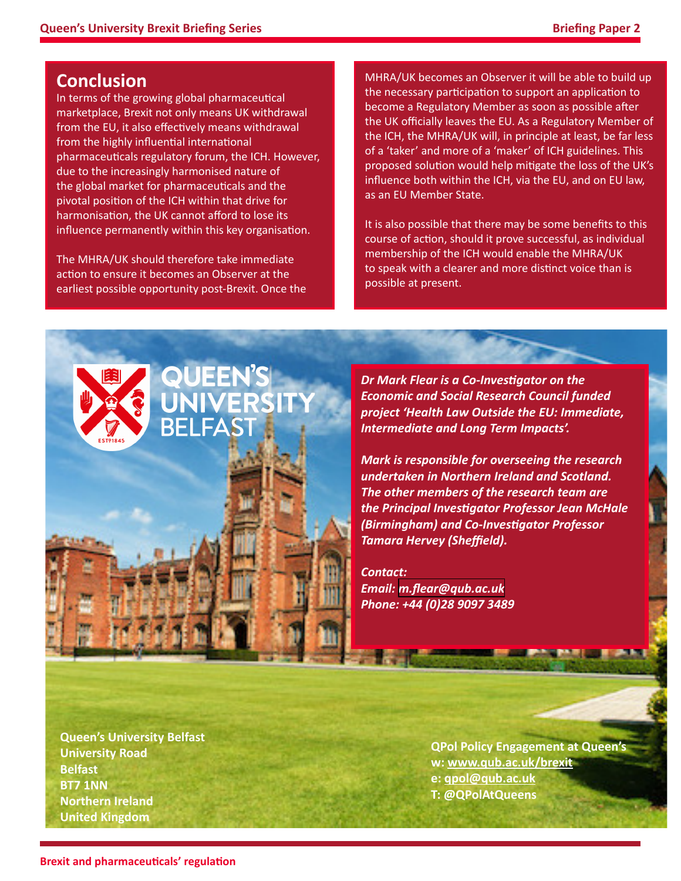## Conclusion

In terms of the growing global pharmaceutical marketplace, Brexit not only means UK withdrawal from the EU, it also effectively means withdrawal from the highly influential international pharmaceuticals regulatory forum, the ICH. However, due to the increasingly harmonised nature of the global market for pharmaceuticals and the pivotal position of the ICH within that drive for harmonisation, the UK cannot afford to lose its influence permanently within this key organisation.

The MHRA/UK should therefore take immediate action to ensure it becomes an Observer at the earliest possible opportunity post-Brexit. Once the MHRA/UK becomes an Observer it will be able to build up the necessary participation to support an application to become a Regulatory Member as soon as possible after the UK officially leaves the EU. As a Regulatory Member of the ICH, the MHRA/UK will, in principle at least, be far less of a 'taker' and more of a 'maker' of ICH guidelines. This proposed solution would help mitigate the loss of the UK's influence both within the ICH, via the EU, and on EU law, as an EU Member State.

It is also possible that there may be some benefits to this course of action, should it prove successful, as individual membership of the ICH would enable the MHRA/UK to speak with a clearer and more distinct voice than is possible at present.

QUEEN'S UNIVERSITY BELFAST

***Dr Mark Flear is a Co-Investigator on the Economic and Social Research Council funded project 'Health Law Outside the EU: Immediate, Intermediate and Long Term Impacts'.***

***Mark is responsible for overseeing the research undertaken in Northern Ireland and Scotland. The other members of the research team are the Principal Investigator Professor Jean McHale (Birmingham) and Co-Investigator Professor Tamara Hervey (Sheffield).***

***Contact:***
***Email: m.flear@qub.ac.uk***
***Phone: +44 (0)28 9097 3489***

**Queen's University Belfast**
**University Road**
**Belfast**
**BT7 1NN**
**Northern Ireland**
**United Kingdom**

**QPol Policy Engagement at Queen's**
**w: www.qub.ac.uk/brexit**
**e: qpol@qub.ac.uk**
**T: @QPolAtQueens**